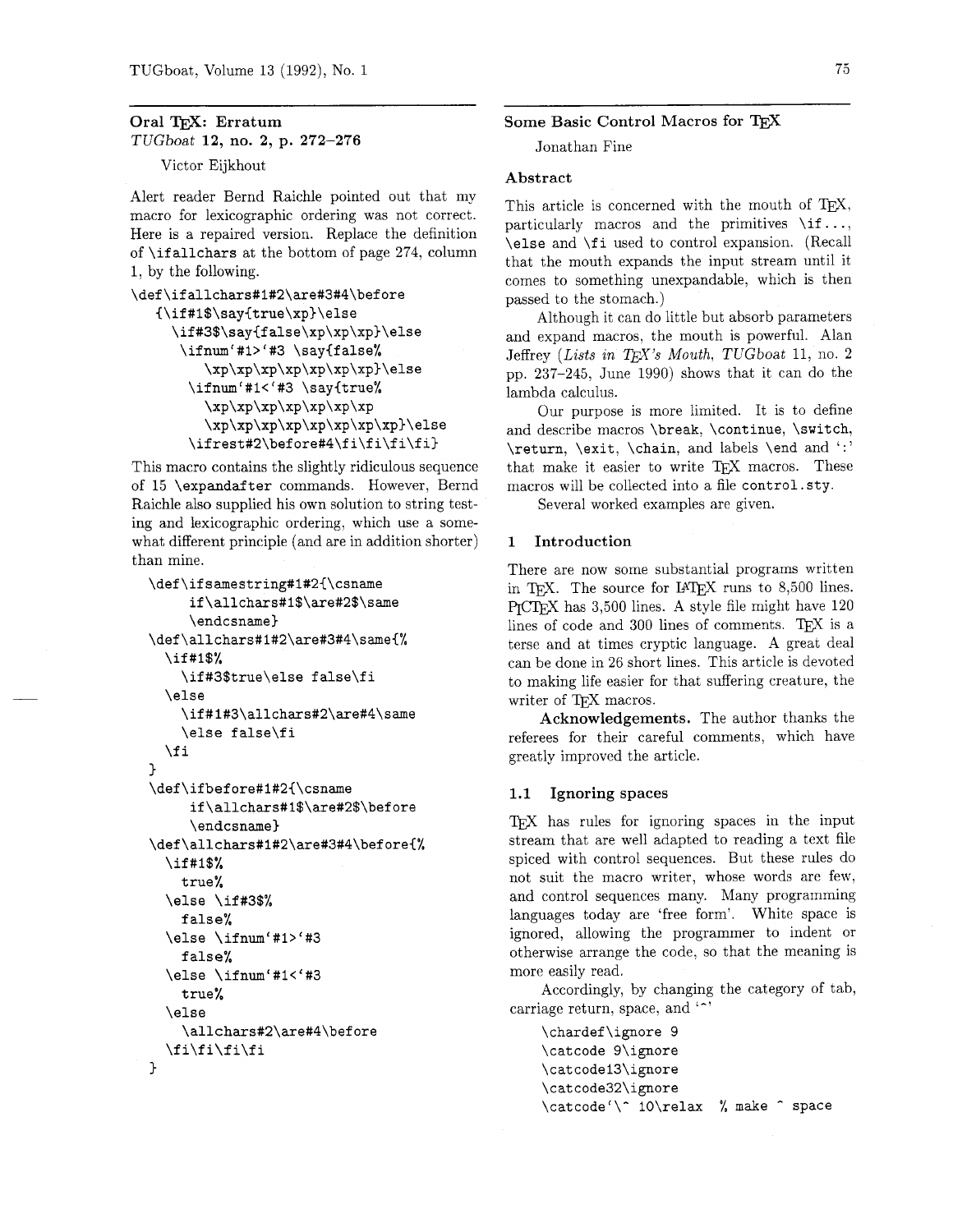## Oral TeX: Erratum

*TUGboat* **12, no. 2, p. 272–276**

Victor Eijkhout

Alert reader Bernd Raichle pointed out that my macro for lexicographic ordering was not correct. Here is a repaired version. Replace the definition of `\ifallchars` at the bottom of page 274, column 1, by the following.

```
\def\ifallchars#1#2\are#3#4\before
   {\if#1$\say{true\xp}\else
     \if#3$\say{false\xp\xp\xp}\else
      \ifnum`#1>`#3 \say{false%
         \xp\xp\xp\xp\xp\xp\xp}\else
       \ifnum`#1<`#3 \say{true%
         \xp\xp\xp\xp\xp\xp\xp
         \xp\xp\xp\xp\xp\xp\xp\xp}\else
       \ifrest#2\before#4\fi\fi\fi\fi}
```

This macro contains the slightly ridiculous sequence of 15 `\expandafter` commands. However, Bernd Raichle also supplied his own solution to string testing and lexicographic ordering, which use a somewhat different principle (and are in addition shorter) than mine.

```
\def\ifsamestring#1#2{\csname
     if\allchars#1$\are#2$\same
     \endcsname}
\def\allchars#1#2\are#3#4\same{%
  \if#1$%
    \if#3$true\else false\fi
  \else
    \if#1#3\allchars#2\are#4\same
    \else false\fi
  \fi
}
\def\ifbefore#1#2{\csname
     if\allchars#1$\are#2$\before
     \endcsname}
\def\allchars#1#2\are#3#4\before{%
  \if#1$%
    true%
  \else \if#3$%
    false%
  \else \ifnum`#1>`#3
    false%
  \else \ifnum`#1<`#3
    true%
  \else
    \allchars#2\are#4\before
  \fi\fi\fi\fi
}
```

## Some Basic Control Macros for TeX

Jonathan Fine

### Abstract

This article is concerned with the mouth of TeX, particularly macros and the primitives `\if...`, `\else` and `\fi` used to control expansion. (Recall that the mouth expands the input stream until it comes to something unexpandable, which is then passed to the stomach.)

Although it can do little but absorb parameters and expand macros, the mouth is powerful. Alan Jeffrey (*Lists in TeX's Mouth*, *TUGboat* 11, no. 2 pp. 237–245, June 1990) shows that it can do the lambda calculus.

Our purpose is more limited. It is to define and describe macros `\break`, `\continue`, `\switch`, `\return`, `\exit`, `\chain`, and labels `\end` and '`:`' that make it easier to write TeX macros. These macros will be collected into a file `control.sty`.

Several worked examples are given.

### 1 Introduction

There are now some substantial programs written in TeX. The source for LaTeX runs to 8,500 lines. PiCTeX has 3,500 lines. A style file might have 120 lines of code and 300 lines of comments. TeX is a terse and at times cryptic language. A great deal can be done in 26 short lines. This article is devoted to making life easier for that suffering creature, the writer of TeX macros.

**Acknowledgements.** The author thanks the referees for their careful comments, which have greatly improved the article.

#### 1.1 Ignoring spaces

TeX has rules for ignoring spaces in the input stream that are well adapted to reading a text file spiced with control sequences. But these rules do not suit the macro writer, whose words are few, and control sequences many. Many programming languages today are 'free form'. White space is ignored, allowing the programmer to indent or otherwise arrange the code, so that the meaning is more easily read.

Accordingly, by changing the category of tab, carriage return, space, and '`^`'

```
\chardef\ignore 9
\catcode 9\ignore
\catcode13\ignore
\catcode32\ignore
\catcode`\^ 10\relax  % make ^ space
```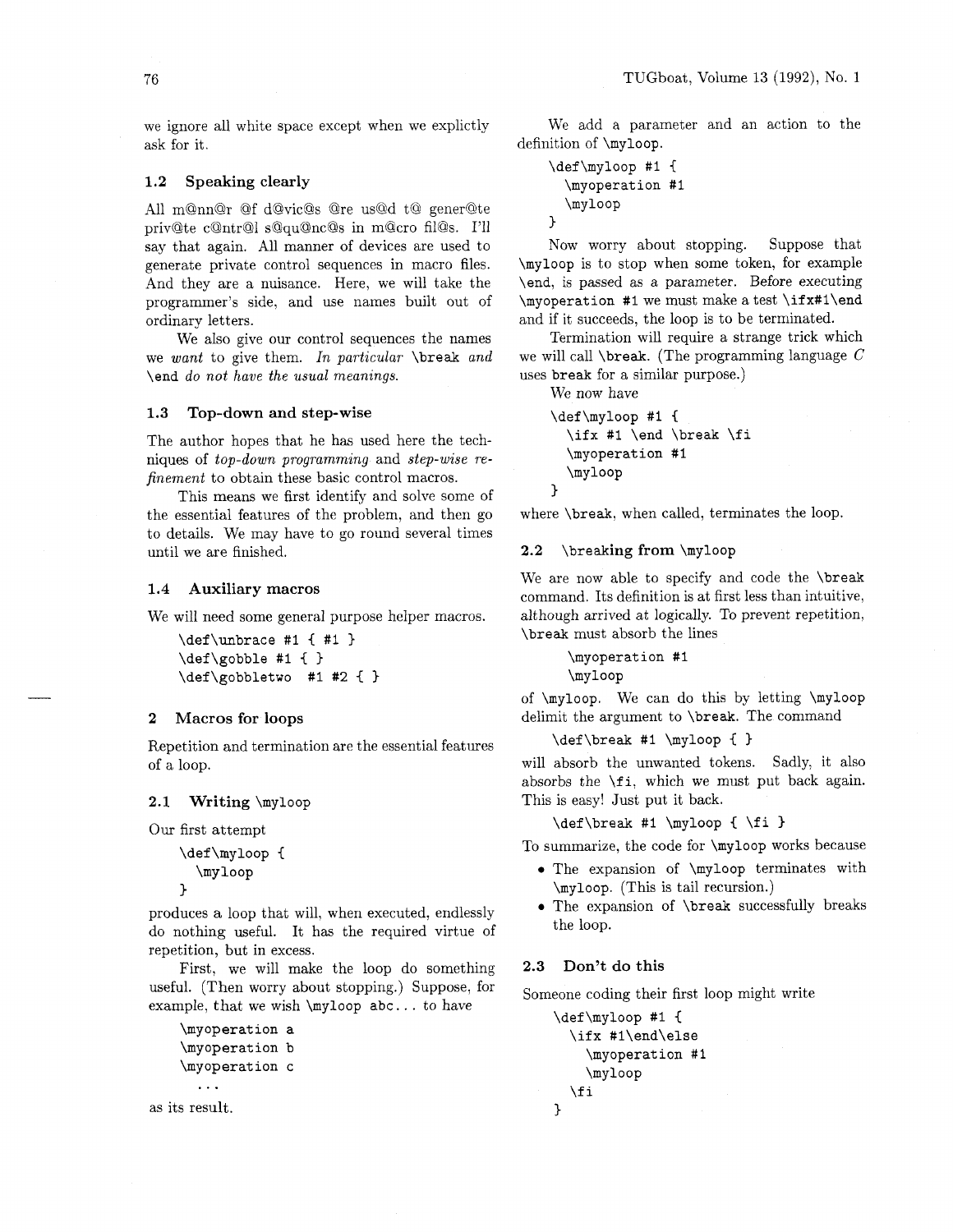we ignore all white space except when we explictly ask for it.

### 1.2 Speaking clearly

All m@nn@r @f d@vic@s @re us@d t@ gener@te priv@te c@ntr@l s@qu@nc@s in m@cro fil@s. I'll say that again. All manner of devices are used to generate private control sequences in macro files. And they are a nuisance. Here, we will take the programmer's side, and use names built out of ordinary letters.

We also give our control sequences the names we *want* to give them. *In particular* `\break` *and* `\end` *do not have the usual meanings.*

### 1.3 Top-down and step-wise

The author hopes that he has used here the techniques of *top-down programming* and *step-wise refinement* to obtain these basic control macros.

This means we first identify and solve some of the essential features of the problem, and then go to details. We may have to go round several times until we are finished.

### 1.4 Auxiliary macros

We will need some general purpose helper macros.

```
\def\unbrace #1 { #1 }
\def\gobble #1 { }
\def\gobbletwo  #1 #2 { }
```

## 2 Macros for loops

Repetition and termination are the essential features of a loop.

### 2.1 Writing `\myloop`

Our first attempt

```
\def\myloop {
  \myloop
}
```

produces a loop that will, when executed, endlessly do nothing useful. It has the required virtue of repetition, but in excess.

First, we will make the loop do something useful. (Then worry about stopping.) Suppose, for example, that we wish `\myloop abc...` to have

```
\myoperation a
\myoperation b
\myoperation c
  ...
```

as its result.

We add a parameter and an action to the definition of `\myloop`.

```
\def\myloop #1 {
  \myoperation #1
  \myloop
}
```

Now worry about stopping. Suppose that `\myloop` is to stop when some token, for example `\end`, is passed as a parameter. Before executing `\myoperation #1` we must make a test `\ifx#1\end` and if it succeeds, the loop is to be terminated.

Termination will require a strange trick which we will call `\break`. (The programming language *C* uses `break` for a similar purpose.)

We now have

```
\def\myloop #1 {
  \ifx #1 \end \break \fi
  \myoperation #1
  \myloop
}
```

where `\break`, when called, terminates the loop.

### 2.2 `\break`ing from `\myloop`

We are now able to specify and code the `\break` command. Its definition is at first less than intuitive, although arrived at logically. To prevent repetition, `\break` must absorb the lines

```
\myoperation #1
\myloop
```

of `\myloop`. We can do this by letting `\myloop` delimit the argument to `\break`. The command

```
\def\break #1 \myloop { }
```

will absorb the unwanted tokens. Sadly, it also absorbs the `\fi`, which we must put back again. This is easy! Just put it back.

```
\def\break #1 \myloop { \fi }
```

To summarize, the code for `\myloop` works because

- The expansion of `\myloop` terminates with `\myloop`. (This is tail recursion.)
- The expansion of `\break` successfully breaks the loop.

### 2.3 Don't do this

Someone coding their first loop might write

```
\def\myloop #1 {
  \ifx #1\end\else
    \myoperation #1
    \myloop
  \fi
}
```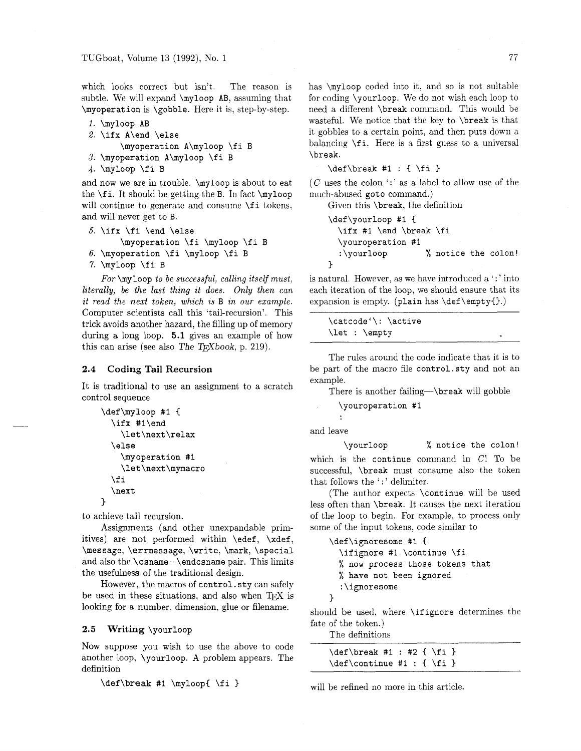which looks correct but isn't. The reason is subtle. We will expand `\myloop AB`, assuming that `\myoperation` is `\gobble`. Here it is, step-by-step.

*1.* `\myloop AB`

*2.* `\ifx A\end \else`
   `\myoperation A\myloop \fi B`

*3.* `\myoperation A\myloop \fi B`

*4.* `\myloop \fi B`

and now we are in trouble. `\myloop` is about to eat the `\fi`. It should be getting the `B`. In fact `\myloop` will continue to generate and consume `\fi` tokens, and will never get to `B`.

*5.* `\ifx \fi \end \else`
   `\myoperation \fi \myloop \fi B`

*6.* `\myoperation \fi \myloop \fi B`

*7.* `\myloop \fi B`

*For* `\myloop` *to be successful, calling itself must, literally, be the last thing it does. Only then can it read the next token, which is* `B` *in our example.* Computer scientists call this 'tail-recursion'. This trick avoids another hazard, the filling up of memory during a long loop. **5.1** gives an example of how this can arise (see also *The TeXbook*, p. 219).

## 2.4 Coding Tail Recursion

It is traditional to use an assignment to a scratch control sequence

```
\def\myloop #1 {
  \ifx #1\end
    \let\next\relax
  \else
    \myoperation #1
    \let\next\mymacro
  \fi
  \next
}
```

to achieve tail recursion.

Assignments (and other unexpandable primitives) are not performed within `\edef`, `\xdef`, `\message`, `\errmessage`, `\write`, `\mark`, `\special` and also the `\csname` – `\endcsname` pair. This limits the usefulness of the traditional design.

However, the macros of `control.sty` can safely be used in these situations, and also when TeX is looking for a number, dimension, glue or filename.

## 2.5 Writing `\yourloop`

Now suppose you wish to use the above to code another loop, `\yourloop`. A problem appears. The definition

```
\def\break #1 \myloop{ \fi }
```

has `\myloop` coded into it, and so is not suitable for coding `\yourloop`. We do not wish each loop to need a different `\break` command. This would be wasteful. We notice that the key to `\break` is that it gobbles to a certain point, and then puts down a balancing `\fi`. Here is a first guess to a universal `\break`.

```
\def\break #1 : { \fi }
```

(*C* uses the colon ':' as a label to allow use of the much-abused `goto` command.)

Given this `\break`, the definition

```
\def\yourloop #1 {
  \ifx #1 \end \break \fi
  \youroperation #1
  :\yourloop          % notice the colon!
}
```

is natural. However, as we have introduced a ':' into each iteration of the loop, we should ensure that its expansion is empty. (`plain` has `\def\empty{}`.)

---

```
\catcode`\: \active
\let : \empty
```

---

The rules around the code indicate that it is to be part of the macro file `control.sty` and not an example.

There is another failing—`\break` will gobble

```
\youroperation #1
:
```

and leave

```
\yourloop          % notice the colon!
```

which is the `continue` command in *C*! To be successful, `\break` must consume also the token that follows the ':' delimiter.

(The author expects `\continue` will be used less often than `\break`. It causes the next iteration of the loop to begin. For example, to process only some of the input tokens, code similar to

```
\def\ignoresome #1 {
  \ifignore #1 \continue \fi
  % now process those tokens that
  % have not been ignored
  :\ignoresome
}
```

should be used, where `\ifignore` determines the fate of the token.)

The definitions

---

```
\def\break #1 : #2 { \fi }
\def\continue #1 : { \fi }
```

---

will be refined no more in this article.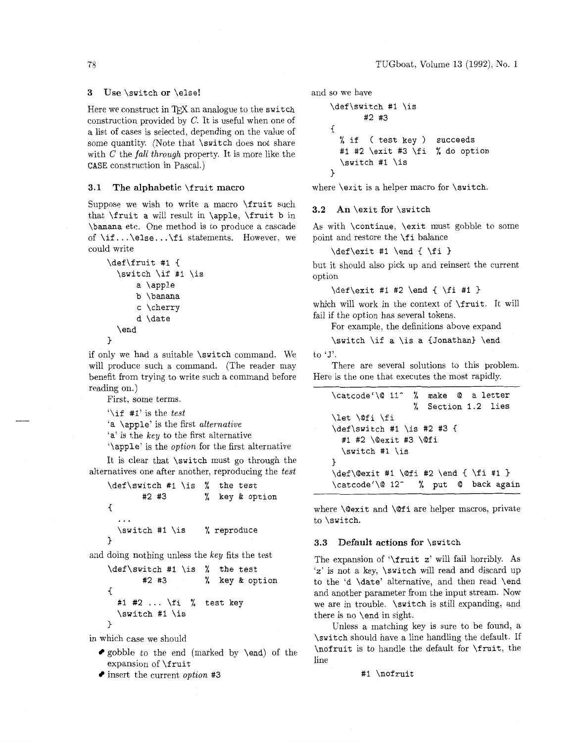## 3 Use `\switch` or `\else`!

Here we construct in TeX an analogue to the `switch` construction provided by *C*. It is useful when one of a list of cases is selected, depending on the value of some quantity. (Note that `\switch` does not share with *C* the *fall through* property. It is more like the `CASE` construction in Pascal.)

### 3.1 The alphabetic `\fruit` macro

Suppose we wish to write a macro `\fruit` such that `\fruit a` will result in `\apple`, `\fruit b` in `\banana` etc. One method is to produce a cascade of `\if...\else...\fi` statements. However, we could write

```
\def\fruit #1 {
  \switch \if #1 \is
      a \apple
      b \banana
      c \cherry
      d \date
  \end
}
```

if only we had a suitable `\switch` command. We will produce such a command. (The reader may benefit from trying to write such a command before reading on.)

First, some terms.

'`\if #1`' is the *test*
'`a \apple`' is the first *alternative*
'`a`' is the *key* to the first alternative
'`\apple`' is the *option* for the first alternative

It is clear that `\switch` must go through the alternatives one after another, reproducing the *test*

```
\def\switch #1 \is  % the test
       #2 #3        % key & option
{
  ...
  \switch #1 \is    % reproduce
}
```

and doing nothing unless the *key* fits the test

```
\def\switch #1 \is  % the test
       #2 #3        % key & option
{
  #1 #2 ... \fi  % test key
  \switch #1 \is
}
```

in which case we should

- gobble to the end (marked by `\end`) of the expansion of `\fruit`
- insert the current *option* #3

and so we have

```
\def\switch #1 \is
       #2 #3
{
  % if  ( test key )  succeeds
  #1 #2 \exit #3 \fi  % do option
  \switch #1 \is
}
```

where `\exit` is a helper macro for `\switch`.

### 3.2 An `\exit` for `\switch`

As with `\continue`, `\exit` must gobble to some point and restore the `\fi` balance

```
\def\exit #1 \end { \fi }
```

but it should also pick up and reinsert the current option

```
\def\exit #1 #2 \end { \fi #1 }
```

which will work in the context of `\fruit`. It will fail if the option has several tokens.

For example, the definitions above expand

```
\switch \if a \is a {Jonathan} \end
```

to 'J'.

There are several solutions to this problem. Here is the one that executes the most rapidly.

```
\catcode`\@ 11^  %  make  @  a letter
                 %  Section 1.2  lies
\let \@fi \fi
\def\switch #1 \is #2 #3 {
  #1 #2 \@exit #3 \@fi
  \switch #1 \is
}
\def\@exit #1 \@fi #2 \end { \fi #1 }
\catcode`\@ 12^  %  put  @  back again
```

where `\@exit` and `\@fi` are helper macros, private to `\switch`.

### 3.3 Default actions for `\switch`

The expansion of '`\fruit z`' will fail horribly. As '`z`' is not a key, `\switch` will read and discard up to the '`d \date`' alternative, and then read `\end` and another parameter from the input stream. Now we are in trouble. `\switch` is still expanding, and there is no `\end` in sight.

Unless a matching key is sure to be found, a `\switch` should have a line handling the default. If `\nofruit` is to handle the default for `\fruit`, the line

```
#1 \nofruit
```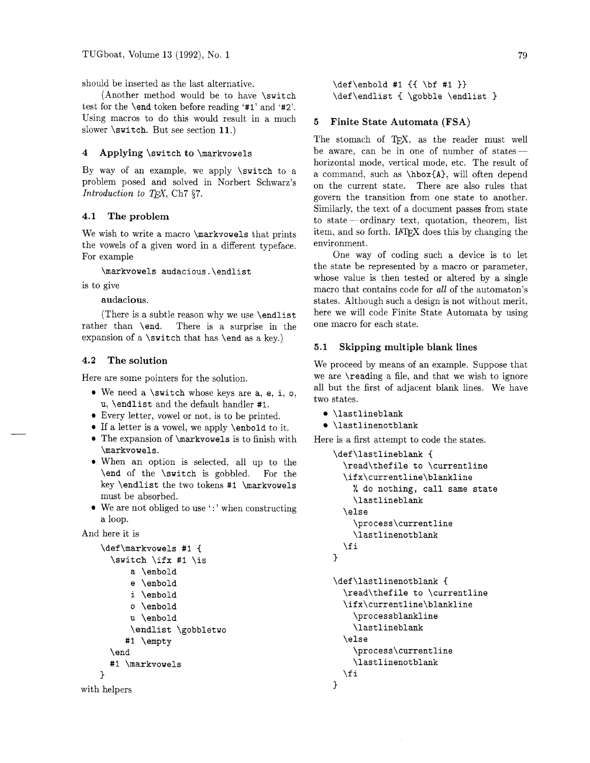should be inserted as the last alternative.

(Another method would be to have `\switch` test for the `\end` token before reading '#1' and '#2'. Using macros to do this would result in a much slower `\switch`. But see section **11**.)

## 4 Applying `\switch` to `\markvowels`

By way of an example, we apply `\switch` to a problem posed and solved in Norbert Schwarz's *Introduction to TEX*, Ch7 §7.

### 4.1 The problem

We wish to write a macro `\markvowels` that prints the vowels of a given word in a different typeface. For example

```
\markvowels audacious.\endlist
```

is to give

**a**ud**a**c**iou**s.

(There is a subtle reason why we use `\endlist` rather than `\end`. There is a surprise in the expansion of a `\switch` that has `\end` as a key.)

### 4.2 The solution

Here are some pointers for the solution.

- We need a `\switch` whose keys are `a`, `e`, `i`, `o`, `u`, `\endlist` and the default handler `#1`.
- Every letter, vowel or not, is to be printed.
- If a letter is a vowel, we apply `\enbold` to it.
- The expansion of `\markvowels` is to finish with `\markvowels`.
- When an option is selected, all up to the `\end` of the `\switch` is gobbled. For the key `\endlist` the two tokens `#1 \markvowels` must be absorbed.
- We are not obliged to use ':' when constructing a loop.

And here it is

```
\def\markvowels #1 {
  \switch \ifx #1 \is
      a \enbold
      e \enbold
      i \enbold
      o \enbold
      u \enbold
      \endlist \gobbletwo
     #1 \empty
  \end
  #1 \markvowels
}
```

with helpers

```
\def\enbold #1 {{ \bf #1 }}
\def\endlist { \gobble \endlist }
```

## 5 Finite State Automata (FSA)

The stomach of TEX, as the reader must well be aware, can be in one of number of states—horizontal mode, vertical mode, etc. The result of a command, such as `\hbox{A}`, will often depend on the current state. There are also rules that govern the transition from one state to another. Similarly, the text of a document passes from state to state—ordinary text, quotation, theorem, list item, and so forth. LATEX does this by changing the environment.

One way of coding such a device is to let the state be represented by a macro or parameter, whose value is then tested or altered by a single macro that contains code for *all* of the automaton's states. Although such a design is not without merit, here we will code Finite State Automata by using one macro for each state.

### 5.1 Skipping multiple blank lines

We proceed by means of an example. Suppose that we are `\reading` a file, and that we wish to ignore all but the first of adjacent blank lines. We have two states.

- `\lastlineblank`
- `\lastlinenotblank`

Here is a first attempt to code the states.

```
\def\lastlineblank {
  \read\thefile to \currentline
  \ifx\currentline\blankline
    % do nothing, call same state
    \lastlineblank
  \else
    \process\currentline
    \lastlinenotblank
  \fi
}

\def\lastlinenotblank {
  \read\thefile to \currentline
  \ifx\currentline\blankline
    \processblankline
    \lastlineblank
  \else
    \process\currentline
    \lastlinenotblank
  \fi
}
```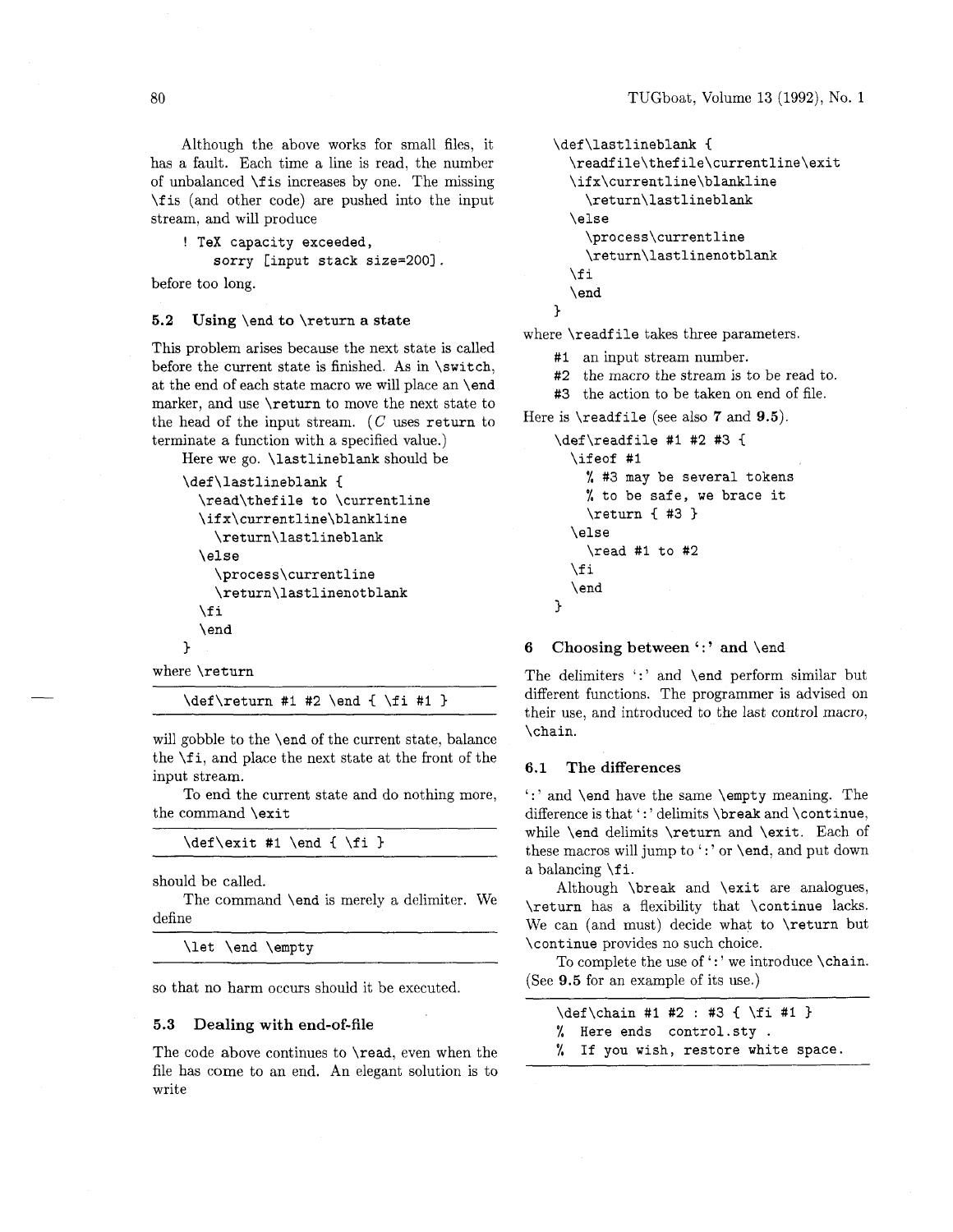Although the above works for small files, it has a fault. Each time a line is read, the number of unbalanced `\fi`s increases by one. The missing `\fi`s (and other code) are pushed into the input stream, and will produce

```
! TeX capacity exceeded,
    sorry [input stack size=200].
```

before too long.

### 5.2 Using `\end` to `\return` a state

This problem arises because the next state is called before the current state is finished. As in `\switch`, at the end of each state macro we will place an `\end` marker, and use `\return` to move the next state to the head of the input stream. (*C* uses `return` to terminate a function with a specified value.)

Here we go. `\lastlineblank` should be

```
\def\lastlineblank {
  \read\thefile to \currentline
  \ifx\currentline\blankline
    \return\lastlineblank
  \else
    \process\currentline
    \return\lastlinenotblank
  \fi
  \end
}
```

where `\return`

```
\def\return #1 #2 \end { \fi #1 }
```

will gobble to the `\end` of the current state, balance the `\fi`, and place the next state at the front of the input stream.

To end the current state and do nothing more, the command `\exit`

```
\def\exit #1 \end { \fi }
```

should be called.

The command `\end` is merely a delimiter. We define

```
\let \end \empty
```

so that no harm occurs should it be executed.

### 5.3 Dealing with end-of-file

The code above continues to `\read`, even when the file has come to an end. An elegant solution is to write

```
\def\lastlineblank {
  \readfile\thefile\currentline\exit
  \ifx\currentline\blankline
    \return\lastlineblank
  \else
    \process\currentline
    \return\lastlinenotblank
  \fi
  \end
}
```

where `\readfile` takes three parameters.

- #1 an input stream number.
- #2 the macro the stream is to be read to.
- #3 the action to be taken on end of file.

Here is `\readfile` (see also **7** and **9.5**).

```
\def\readfile #1 #2 #3 {
  \ifeof #1
    % #3 may be several tokens
    % to be safe, we brace it
    \return { #3 }
  \else
    \read #1 to #2
  \fi
  \end
}
```

## 6 Choosing between ':' and `\end`

The delimiters ':' and `\end` perform similar but different functions. The programmer is advised on their use, and introduced to the last control macro, `\chain`.

### 6.1 The differences

':' and `\end` have the same `\empty` meaning. The difference is that ':' delimits `\break` and `\continue`, while `\end` delimits `\return` and `\exit`. Each of these macros will jump to ':' or `\end`, and put down a balancing `\fi`.

Although `\break` and `\exit` are analogues, `\return` has a flexibility that `\continue` lacks. We can (and must) decide what to `\return` but `\continue` provides no such choice.

To complete the use of ':' we introduce `\chain`. (See **9.5** for an example of its use.)

```
\def\chain #1 #2 : #3 { \fi #1 }
% Here ends control.sty .
% If you wish, restore white space.
```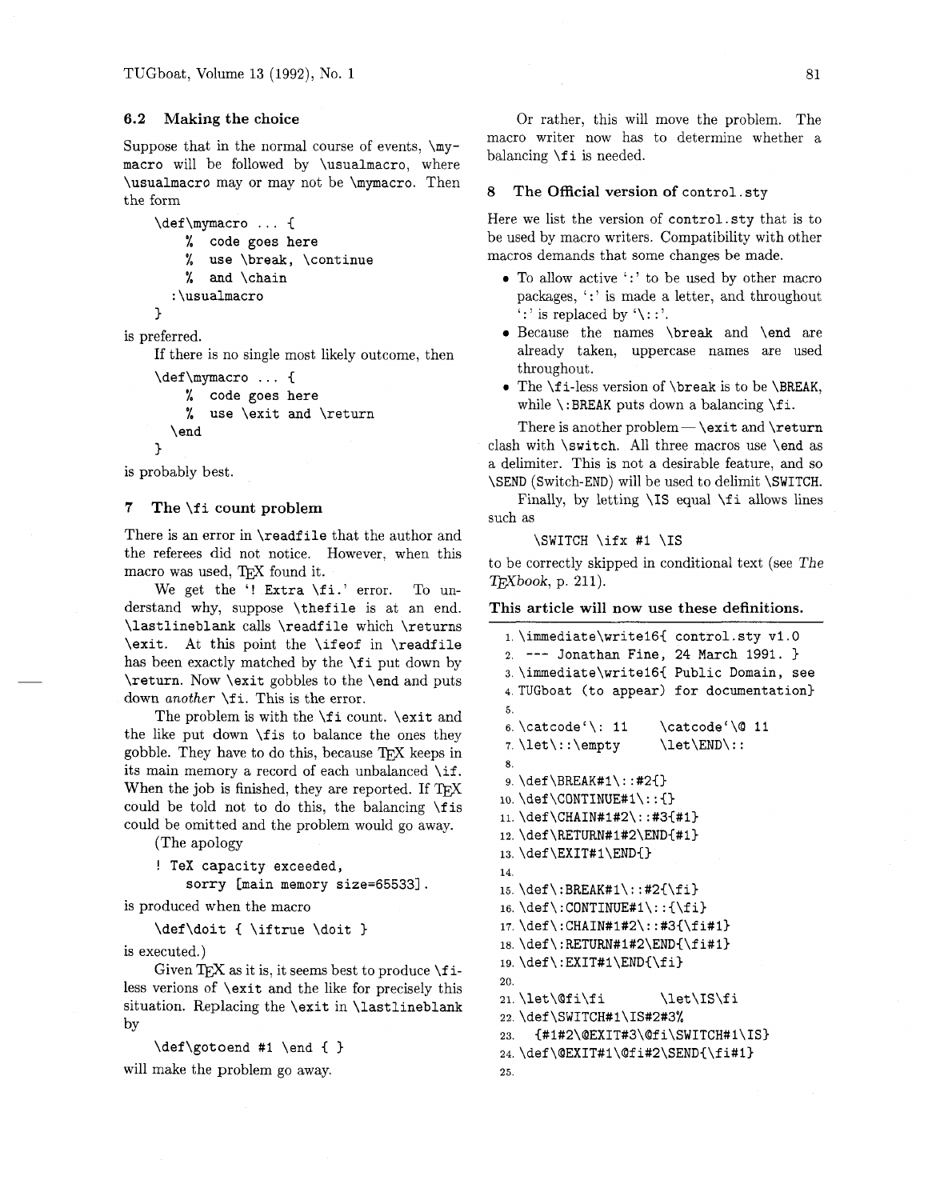### 6.2 Making the choice

Suppose that in the normal course of events, \mymacro will be followed by \usualmacro, where \usualmacro may or may not be \mymacro. Then the form

```
\def\mymacro ... {
    % code goes here
    % use \break, \continue
    % and \chain
  :\usualmacro
}
```

is preferred.

If there is no single most likely outcome, then

```
\def\mymacro ... {
    % code goes here
    % use \exit and \return
  \end
}
```

is probably best.

## 7 The \fi count problem

There is an error in \readfile that the author and the referees did not notice. However, when this macro was used, TeX found it.

We get the '! Extra \fi.' error. To understand why, suppose \thefile is at an end. \lastlineblank calls \readfile which \returns \exit. At this point the \ifeof in \readfile has been exactly matched by the \fi put down by \return. Now \exit gobbles to the \end and puts down *another* \fi. This is the error.

The problem is with the \fi count. \exit and the like put down \fis to balance the ones they gobble. They have to do this, because TeX keeps in its main memory a record of each unbalanced \if. When the job is finished, they are reported. If TeX could be told not to do this, the balancing \fis could be omitted and the problem would go away.

(The apology

```
! TeX capacity exceeded,
    sorry [main memory size=65533].
```

is produced when the macro

```
\def\doit { \iftrue \doit }
```

is executed.)

Given TeX as it is, it seems best to produce \fi-less verions of \exit and the like for precisely this situation. Replacing the \exit in \lastlineblank by

```
\def\gotoend #1 \end { }
```

will make the problem go away.

Or rather, this will move the problem. The macro writer now has to determine whether a balancing \fi is needed.

## 8 The Official version of control.sty

Here we list the version of control.sty that is to be used by macro writers. Compatibility with other macros demands that some changes be made.

- To allow active ':' to be used by other macro packages, ':' is made a letter, and throughout ':' is replaced by '\::'.
- Because the names \break and \end are already taken, uppercase names are used throughout.
- The \fi-less version of \break is to be \BREAK, while \:BREAK puts down a balancing \fi.

There is another problem — \exit and \return clash with \switch. All three macros use \end as a delimiter. This is not a desirable feature, and so \SEND (Switch-END) will be used to delimit \SWITCH.

Finally, by letting \IS equal \fi allows lines such as

```
\SWITCH \ifx #1 \IS
```

to be correctly skipped in conditional text (see *The TeXbook*, p. 211).

**This article will now use these definitions.**

```
1. \immediate\write16{ control.sty v1.0
2. --- Jonathan Fine, 24 March 1991. }
3. \immediate\write16{ Public Domain, see
4. TUGboat (to appear) for documentation}
5.
6. \catcode`\: 11     \catcode`\@ 11
7. \let\::\empty      \let\END\::
8.
9. \def\BREAK#1\::#2{}
10. \def\CONTINUE#1\::{}
11. \def\CHAIN#1#2\::#3{#1}
12. \def\RETURN#1#2\END{#1}
13. \def\EXIT#1\END{}
14.
15. \def\:BREAK#1\::#2{\fi}
16. \def\:CONTINUE#1\::{\fi}
17. \def\:CHAIN#1#2\::#3{\fi#1}
18. \def\:RETURN#1#2\END{\fi#1}
19. \def\:EXIT#1\END{\fi}
20.
21. \let\@fi\fi       \let\IS\fi
22. \def\SWITCH#1\IS#2#3%
23.   {#1#2\@EXIT#3\@fi\SWITCH#1\IS}
24. \def\@EXIT#1\@fi#2\SEND{\fi#1}
25.
```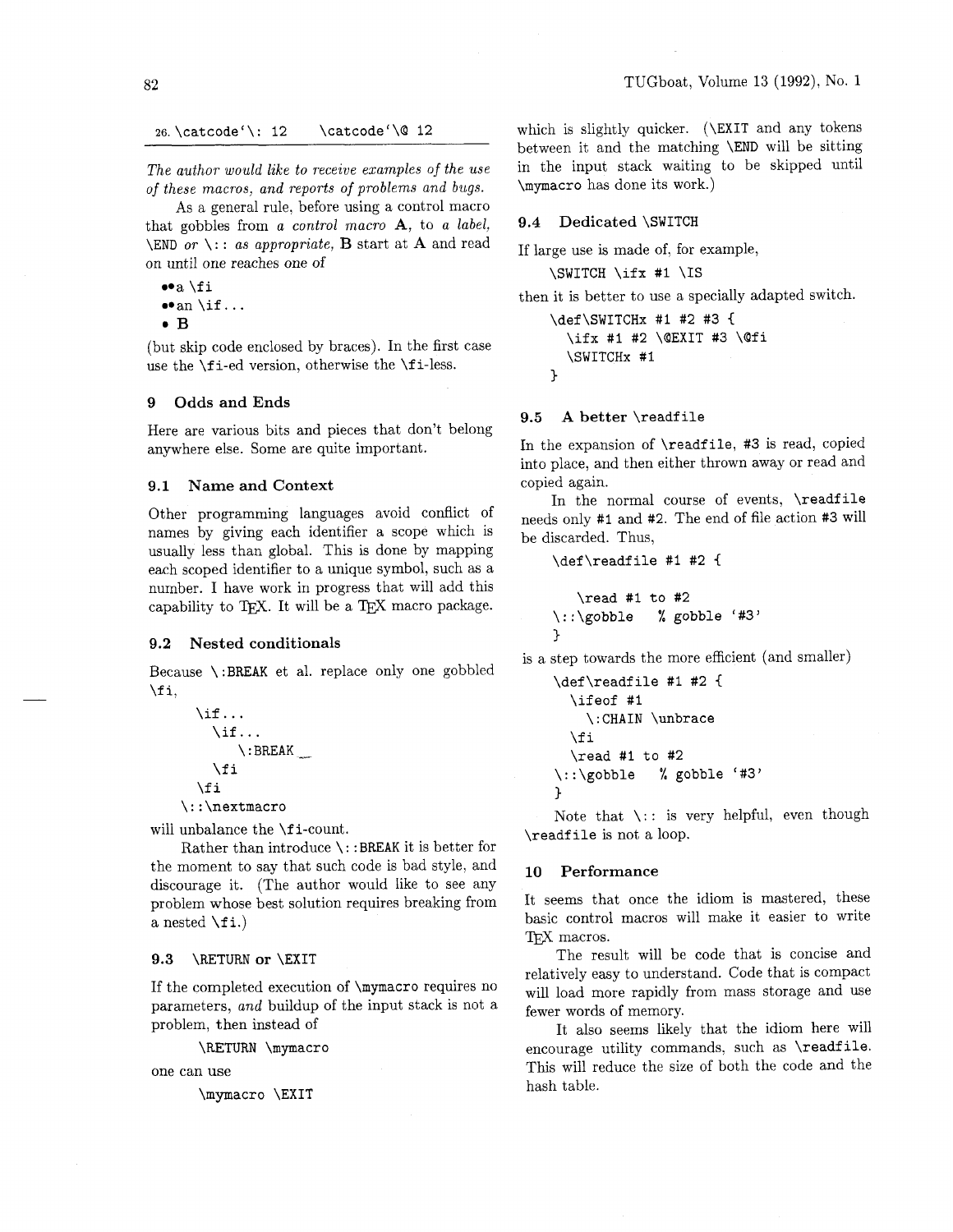```
26. \catcode`\: 12    \catcode`\@ 12
```

*The author would like to receive examples of the use of these macros, and reports of problems and bugs.*

As a general rule, before using a control macro that gobbles from *a control macro* **A**, to *a label,* `\END` *or* `\::` *as appropriate,* **B** start at **A** and read on until one reaches one of

- •a `\fi`
- •an `\if...`
- **B**

(but skip code enclosed by braces). In the first case use the `\fi`-ed version, otherwise the `\fi`-less.

## 9 Odds and Ends

Here are various bits and pieces that don't belong anywhere else. Some are quite important.

### 9.1 Name and Context

Other programming languages avoid conflict of names by giving each identifier a scope which is usually less than global. This is done by mapping each scoped identifier to a unique symbol, such as a number. I have work in progress that will add this capability to TeX. It will be a TeX macro package.

### 9.2 Nested conditionals

Because `\:BREAK` et al. replace only one gobbled `\fi`,

```
\if...
  \if...
     \:BREAK_
  \fi
\fi
\::\nextmacro
```

will unbalance the `\fi`-count.

Rather than introduce `\::BREAK` it is better for the moment to say that such code is bad style, and discourage it. (The author would like to see any problem whose best solution requires breaking from a nested `\fi`.)

### 9.3 `\RETURN` or `\EXIT`

If the completed execution of `\mymacro` requires no parameters, *and* buildup of the input stack is not a problem, then instead of

```
\RETURN \mymacro
```

one can use

```
\mymacro \EXIT
```

which is slightly quicker. (`\EXIT` and any tokens between it and the matching `\END` will be sitting in the input stack waiting to be skipped until `\mymacro` has done its work.)

### 9.4 Dedicated `\SWITCH`

If large use is made of, for example,

```
\SWITCH \ifx #1 \IS
```

then it is better to use a specially adapted switch.

```
\def\SWITCHx #1 #2 #3 {
  \ifx #1 #2 \@EXIT #3 \@fi
  \SWITCHx #1
}
```

### 9.5 A better `\readfile`

In the expansion of `\readfile`, `#3` is read, copied into place, and then either thrown away or read and copied again.

In the normal course of events, `\readfile` needs only `#1` and `#2`. The end of file action `#3` will be discarded. Thus,

```
\def\readfile #1 #2 {

    \read #1 to #2
\::\gobble    % gobble '#3'
}
```

is a step towards the more efficient (and smaller)

```
\def\readfile #1 #2 {
  \ifeof #1
    \:CHAIN \unbrace
  \fi
  \read #1 to #2
\::\gobble    % gobble '#3'
}
```

Note that `\::` is very helpful, even though `\readfile` is not a loop.

## 10 Performance

It seems that once the idiom is mastered, these basic control macros will make it easier to write TeX macros.

The result will be code that is concise and relatively easy to understand. Code that is compact will load more rapidly from mass storage and use fewer words of memory.

It also seems likely that the idiom here will encourage utility commands, such as `\readfile`. This will reduce the size of both the code and the hash table.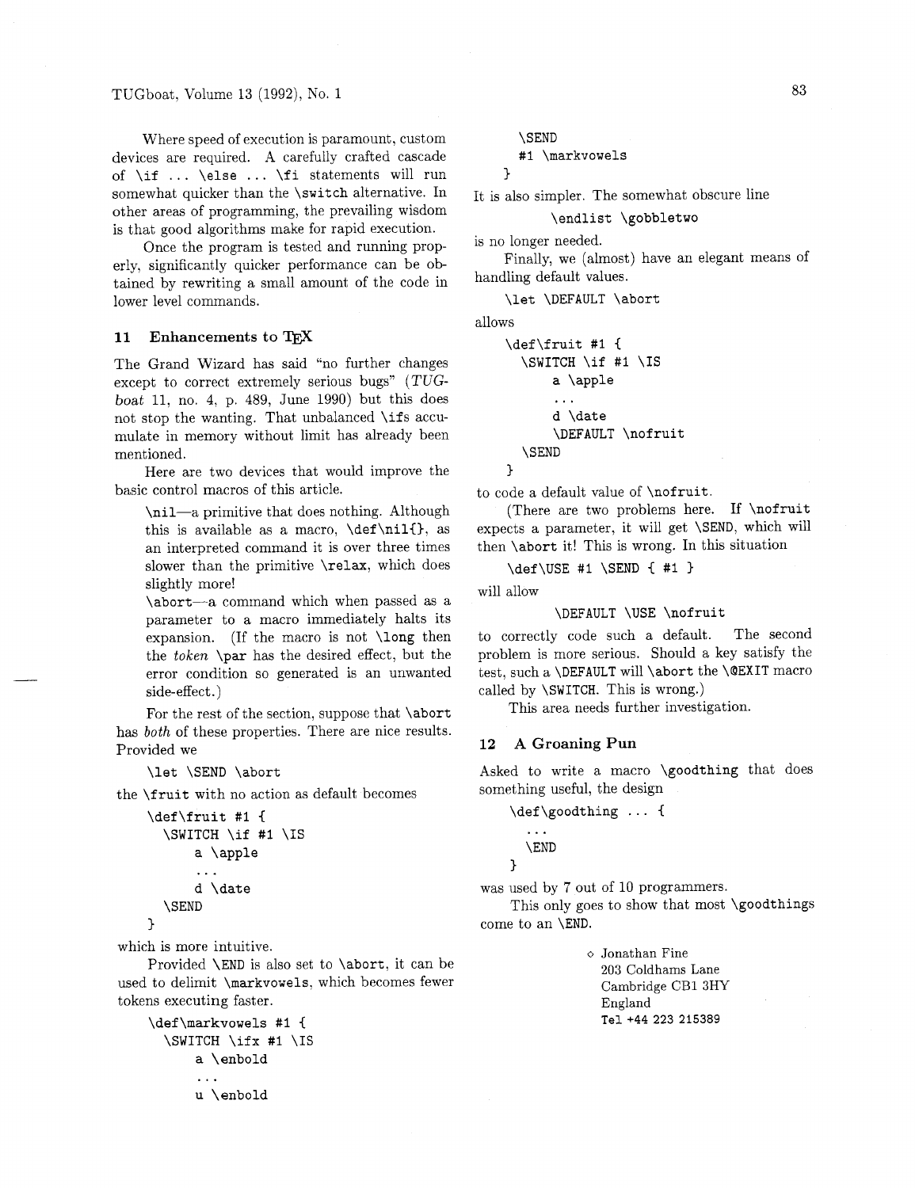Where speed of execution is paramount, custom devices are required. A carefully crafted cascade of `\if ... \else ... \fi` statements will run somewhat quicker than the `\switch` alternative. In other areas of programming, the prevailing wisdom is that good algorithms make for rapid execution.

Once the program is tested and running properly, significantly quicker performance can be obtained by rewriting a small amount of the code in lower level commands.

## 11 Enhancements to TeX

The Grand Wizard has said "no further changes except to correct extremely serious bugs" (*TUGboat* 11, no. 4, p. 489, June 1990) but this does not stop the wanting. That unbalanced `\if`s accumulate in memory without limit has already been mentioned.

Here are two devices that would improve the basic control macros of this article.

`\nil`—a primitive that does nothing. Although this is available as a macro, `\def\nil{}`, as an interpreted command it is over three times slower than the primitive `\relax`, which does slightly more!

`\abort`—a command which when passed as a parameter to a macro immediately halts its expansion. (If the macro is not `\long` then the *token* `\par` has the desired effect, but the error condition so generated is an unwanted side-effect.)

For the rest of the section, suppose that `\abort` has *both* of these properties. There are nice results. Provided we

```
\let \SEND \abort
```

the `\fruit` with no action as default becomes

```
\def\fruit #1 {
  \SWITCH \if #1 \IS
      a \apple
      ...
      d \date
  \SEND
}
```

which is more intuitive.

Provided `\END` is also set to `\abort`, it can be used to delimit `\markvowels`, which becomes fewer tokens executing faster.

```
\def\markvowels #1 {
  \SWITCH \ifx #1 \IS
      a \enbold
      ...
      u \enbold
  \SEND
  #1 \markvowels
}
```

It is also simpler. The somewhat obscure line

```
\endlist \gobbletwo
```

is no longer needed.

Finally, we (almost) have an elegant means of handling default values.

```
\let \DEFAULT \abort
```

allows

```
\def\fruit #1 {
  \SWITCH \if #1 \IS
      a \apple
      ...
      d \date
      \DEFAULT \nofruit
  \SEND
}
```

to code a default value of `\nofruit`.

(There are two problems here. If `\nofruit` expects a parameter, it will get `\SEND`, which will then `\abort` it! This is wrong. In this situation

```
\def\USE #1 \SEND { #1 }
```

will allow

```
\DEFAULT \USE \nofruit
```

to correctly code such a default. The second problem is more serious. Should a key satisfy the test, such a `\DEFAULT` will `\abort` the `\@EXIT` macro called by `\SWITCH`. This is wrong.)

This area needs further investigation.

## 12 A Groaning Pun

Asked to write a macro `\goodthing` that does something useful, the design

```
\def\goodthing ... {
  ...
  \END
}
```

was used by 7 out of 10 programmers.

This only goes to show that most `\goodthings` come to an `\END`.

◇ Jonathan Fine
203 Coldhams Lane
Cambridge CB1 3HY
England
Tel +44 223 215389